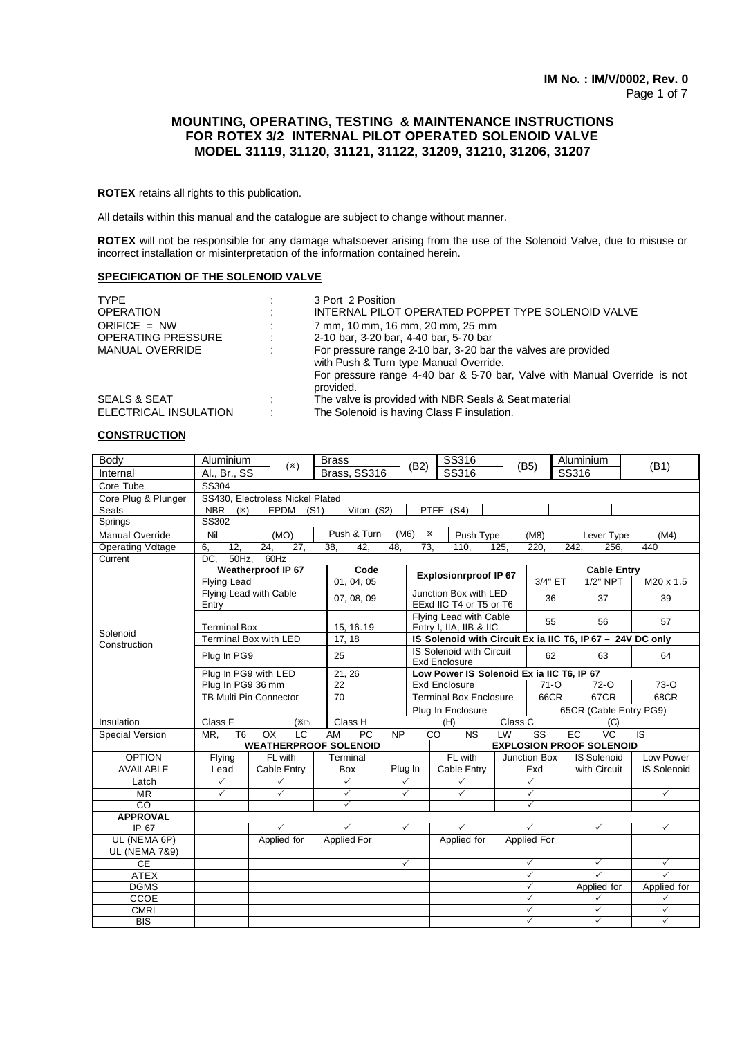**IM No. : IM/V/0002, Rev. 0**

## MOUNTING, OPERATING, TESTING & MAINTENANCE INSTRUCTIONS FOR ROTEX 3/2 INTERNAL PILOT OPERATED SOLENOID VALVE MODEL 31119, 31120, 31121, 31122, 31209, 31210, 31206, 31207

**ROTEX** retains all rights to this publication.

All details within this manual and the catalogue are subject to change without manner.

**ROTEX** will not be responsible for any damage whatsoever arising from the use of the Solenoid Valve, due to misuse or incorrect installation or misinterpretation of the information contained herein.

### SPECIFICATION OF THE SOLENOID VALVE

| | | |
|---|---|---|
| TYPE | : | 3 Port 2 Position |
| OPERATION | : | INTERNAL PILOT OPERATED POPPET TYPE SOLENOID VALVE |
| ORIFICE = NW | : | 7 mm, 10 mm, 16 mm, 20 mm, 25 mm |
| OPERATING PRESSURE | : | 2-10 bar, 3-20 bar, 4-40 bar, 5-70 bar |
| MANUAL OVERRIDE | : | For pressure range 2-10 bar, 3-20 bar the valves are provided with Push & Turn type Manual Override. For pressure range 4-40 bar & 5-70 bar, Valve with Manual Override is not provided. |
| SEALS & SEAT | : | The valve is provided with NBR Seals & Seat material |
| ELECTRICAL INSULATION | : | The Solenoid is having Class F insulation. |

### CONSTRUCTION

| Body | Aluminium | (✱) | Brass | (B2) | SS316 | (B5) | Aluminium | (B1) |
|---|---|---|---|---|---|---|---|---|
| Internal | Al., Br., SS | | Brass, SS316 | | SS316 | | SS316 | |
| Core Tube | SS304 | | | | | | | |
| Core Plug & Plunger | SS430, Electroless Nickel Plated | | | | | | | |
| Seals | NBR (✱) | EPDM (S1) | Viton (S2) | PTFE (S4) | | | | |
| Springs | SS302 | | | | | | | |
| Manual Override | Nil (MO) | | Push & Turn (M6) ✱ | | Push Type (M8) | | Lever Type (M4) | |
| Operating Voltage | 6, 12, 24, 27, 38, 42, 48, 73, 110, 125, 220, 242, 256, 440 | | | | | | | |
| Current | DC, 50Hz, 60Hz | | | | | | | |

| Solenoid Construction | | | | | | |
|---|---|---|---|---|---|---|
| **Weatherproof IP 67** | **Code** | **Explosionproof IP 67** | | **Cable Entry** | | |
| | | | | 3/4" ET | 1/2" NPT | M20 x 1.5 |
| Flying Lead | 01, 04, 05 | | | | | |
| Flying Lead with Cable Entry | 07, 08, 09 | Junction Box with LED EExd IIC T4 or T5 or T6 | | 36 | 37 | 39 |
| Terminal Box | 15, 16.19 | Flying Lead with Cable Entry I, IIA, IIB & IIC | | 55 | 56 | 57 |
| Terminal Box with LED | 17, 18 | IS Solenoid with Circuit Ex ia IIC T6, IP 67 – 24V DC only | | | | |
| Plug In PG9 | 25 | IS Solenoid with Circuit Exd Enclosure | | 62 | 63 | 64 |
| Plug In PG9 with LED | 21, 26 | Low Power IS Solenoid Ex ia IIC T6, IP 67 | | | | |
| Plug In PG9 36 mm | 22 | Exd Enclosure | | 71-O | 72-O | 73-O |
| TB Multi Pin Connector | 70 | Terminal Box Enclosure | | 66CR | 67CR | 68CR |
| | | Plug In Enclosure | | 65CR (Cable Entry PG9) | | |

| Insulation | Class F (✱) | Class H (H) | Class C (C) |
|---|---|---|---|
| Special Version | MR, T6, OX, LC, AM, PC, NP, CO, NS, LW, SS, EC, VC, IS | | |

| | WEATHERPROOF SOLENOID | | | | EXPLOSION PROOF SOLENOID | | | |
|---|---|---|---|---|---|---|---|---|
| OPTION AVAILABLE | Flying Lead | FL with Cable Entry | Terminal Box | Plug In | FL with Cable Entry | Junction Box – Exd | IS Solenoid with Circuit | Low Power IS Solenoid |
| Latch | ✓ | ✓ | ✓ | ✓ | ✓ | ✓ | | |
| MR | ✓ | ✓ | ✓ | ✓ | ✓ | ✓ | | ✓ |
| CO | | | ✓ | | | ✓ | | |
| **APPROVAL** | | | | | | | | |
| IP 67 | | ✓ | ✓ | ✓ | ✓ | ✓ | ✓ | ✓ |
| UL (NEMA 6P) | | Applied for | Applied For | | Applied for | Applied For | | |
| UL (NEMA 7&9) | | | | | | | | |
| CE | | | | ✓ | | ✓ | ✓ | ✓ |
| ATEX | | | | | | ✓ | ✓ | ✓ |
| DGMS | | | | | | ✓ | Applied for | Applied for |
| CCOE | | | | | | ✓ | ✓ | ✓ |
| CMRI | | | | | | ✓ | ✓ | ✓ |
| BIS | | | | | | ✓ | ✓ | ✓ |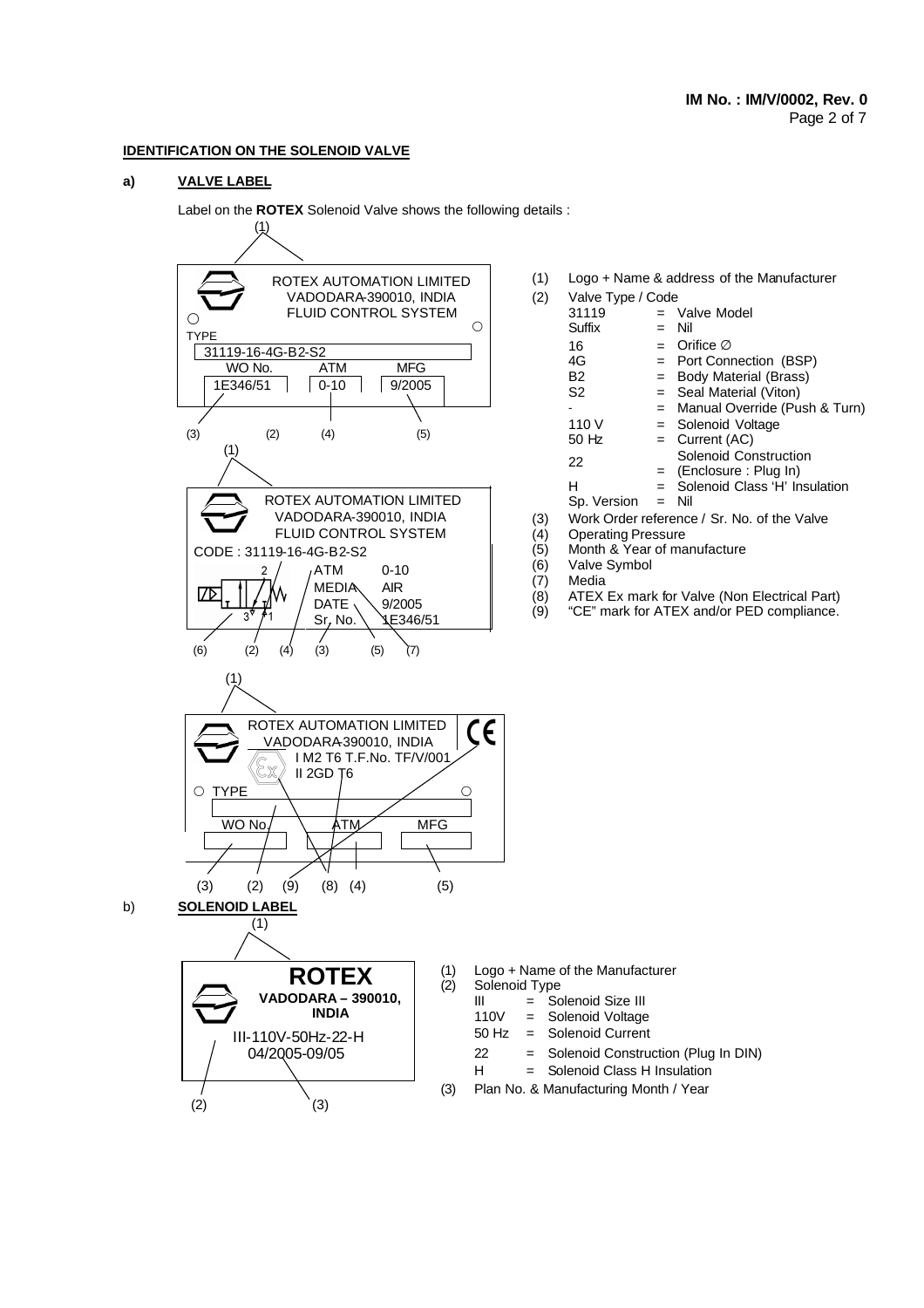## IDENTIFICATION ON THE SOLENOID VALVE

### a) VALVE LABEL

Label on the **ROTEX** Solenoid Valve shows the following details :

ROTEX AUTOMATION LIMITED
VADODARA-390010, INDIA
FLUID CONTROL SYSTEM

TYPE: 31119-16-4G-B2-S2
WO No.: 1E346/51 | ATM: 0-10 | MFG: 9/2005

(3) (2) (4) (5)

ROTEX AUTOMATION LIMITED
VADODARA-390010, INDIA
FLUID CONTROL SYSTEM

CODE : 31119-16-4G-B2-S2
ATM 0-10
MEDIA AIR
DATE 9/2005
Sr. No. 1E346/51

(6) (2) (4) (3) (5) (7)

ROTEX AUTOMATION LIMITED
VADODARA-390010, INDIA
I M2 T6 T.F.No. TF/V/001
II 2GD T6
CE

TYPE
WO No. | ATM | MFG

(3) (2) (9) (8) (4) (5)

(1) Logo + Name & address of the Manufacturer
(2) Valve Type / Code

| | | |
|---|---|---|
| 31119 | = | Valve Model |
| Suffix | = | Nil |
| 16 | = | Orifice ∅ |
| 4G | = | Port Connection (BSP) |
| B2 | = | Body Material (Brass) |
| S2 | = | Seal Material (Viton) |
| - | = | Manual Override (Push & Turn) |
| 110 V | = | Solenoid Voltage |
| 50 Hz | = | Current (AC) |
| 22 | = | Solenoid Construction (Enclosure : Plug In) |
| H | = | Solenoid Class 'H' Insulation |
| Sp. Version | = | Nil |

(3) Work Order reference / Sr. No. of the Valve
(4) Operating Pressure
(5) Month & Year of manufacture
(6) Valve Symbol
(7) Media
(8) ATEX Ex mark for Valve (Non Electrical Part)
(9) "CE" mark for ATEX and/or PED compliance.

### b) SOLENOID LABEL

**ROTEX**
**VADODARA – 390010, INDIA**
III-110V-50Hz-22-H
04/2005-09/05

(2) (3)

(1) Logo + Name of the Manufacturer
(2) Solenoid Type

| | | |
|---|---|---|
| III | = | Solenoid Size III |
| 110V | = | Solenoid Voltage |
| 50 Hz | = | Solenoid Current |
| 22 | = | Solenoid Construction (Plug In DIN) |
| H | = | Solenoid Class H Insulation |

(3) Plan No. & Manufacturing Month / Year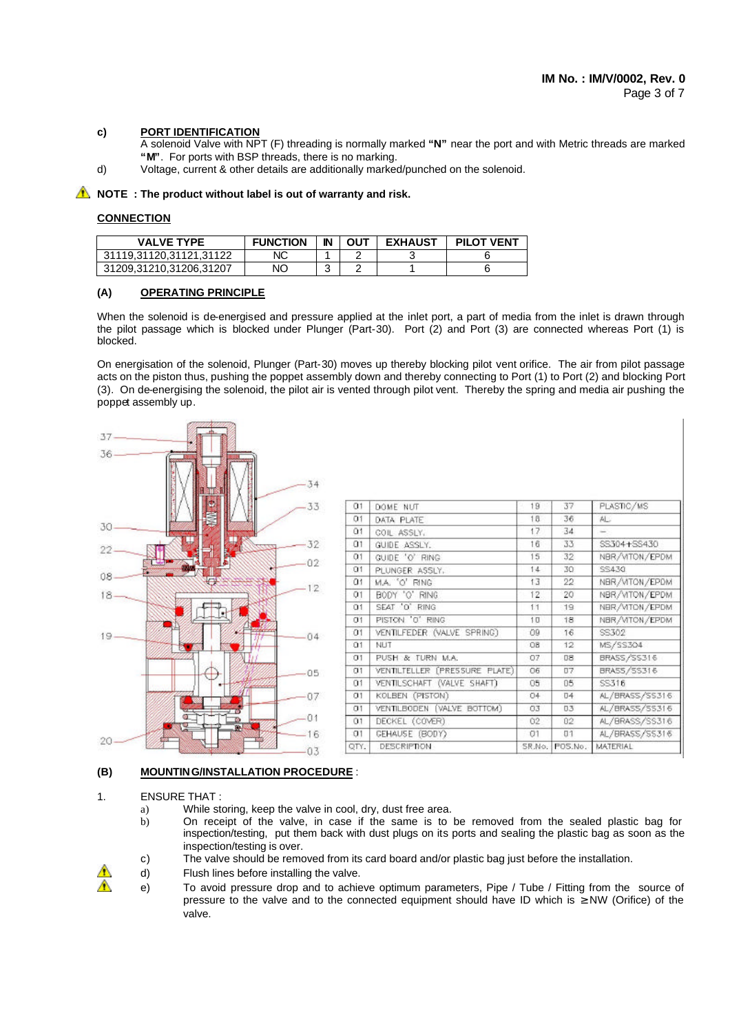**c)** **PORT IDENTIFICATION**

A solenoid Valve with NPT (F) threading is normally marked **"N"** near the port and with Metric threads are marked **"M"**. For ports with BSP threads, there is no marking.

d) Voltage, current & other details are additionally marked/punched on the solenoid.

⚠ **NOTE : The product without label is out of warranty and risk.**

**CONNECTION**

| VALVE TYPE | FUNCTION | IN | OUT | EXHAUST | PILOT VENT |
|---|---|---|---|---|---|
| 31119,31120,31121,31122 | NC | 1 | 2 | 3 | 6 |
| 31209,31210,31206,31207 | NO | 3 | 2 | 1 | 6 |

**(A)** **OPERATING PRINCIPLE**

When the solenoid is de-energised and pressure applied at the inlet port, a part of media from the inlet is drawn through the pilot passage which is blocked under Plunger (Part-30). Port (2) and Port (3) are connected whereas Port (1) is blocked.

On energisation of the solenoid, Plunger (Part-30) moves up thereby blocking pilot vent orifice. The air from pilot passage acts on the piston thus, pushing the poppet assembly down and thereby connecting to Port (1) to Port (2) and blocking Port (3). On de-energising the solenoid, the pilot air is vented through pilot vent. Thereby the spring and media air pushing the poppet assembly up.

| QTY. | DESCRIPTION | SR.No. | POS.No. | MATERIAL |
|---|---|---|---|---|
| 01 | DOME NUT | 19 | 37 | PLASTIC/MS |
| 01 | DATA PLATE | 18 | 36 | AL |
| 01 | COIL ASSLY. | 17 | 34 | – |
| 01 | GUIDE ASSLY. | 16 | 33 | SS304+SS430 |
| 01 | GUIDE 'O' RING | 15 | 32 | NBR/VITON/EPDM |
| 01 | PLUNGER ASSLY. | 14 | 30 | SS430 |
| 01 | M.A. 'O' RING | 13 | 22 | NBR/VITON/EPDM |
| 01 | BODY 'O' RING | 12 | 20 | NBR/VITON/EPDM |
| 01 | SEAT 'O' RING | 11 | 19 | NBR/VITON/EPDM |
| 01 | PISTON 'O' RING | 10 | 18 | NBR/VITON/EPDM |
| 01 | VENTILFEDER (VALVE SPRING) | 09 | 16 | SS302 |
| 01 | NUT | 08 | 12 | MS/SS304 |
| 01 | PUSH & TURN M.A. | 07 | 08 | BRASS/SS316 |
| 01 | VENTILTELLER (PRESSURE PLATE) | 06 | 07 | BRASS/SS316 |
| 01 | VENTILSCHAFT (VALVE SHAFT) | 05 | 05 | SS316 |
| 01 | KOLBEN (PISTON) | 04 | 04 | AL/BRASS/SS316 |
| 01 | VENTILBODEN (VALVE BOTTOM) | 03 | 03 | AL/BRASS/SS316 |
| 01 | DECKEL (COVER) | 02 | 02 | AL/BRASS/SS316 |
| 01 | GEHAUSE (BODY) | 01 | 01 | AL/BRASS/SS316 |

**(B)** **MOUNTING/INSTALLATION PROCEDURE** :

1. ENSURE THAT :
   a) While storing, keep the valve in cool, dry, dust free area.
   b) On receipt of the valve, in case if the same is to be removed from the sealed plastic bag for inspection/testing, put them back with dust plugs on its ports and sealing the plastic bag as soon as the inspection/testing is over.
   c) The valve should be removed from its card board and/or plastic bag just before the installation.
   d) ⚠ Flush lines before installing the valve.
   e) ⚠ To avoid pressure drop and to achieve optimum parameters, Pipe / Tube / Fitting from the source of pressure to the valve and to the connected equipment should have ID which is ≥ NW (Orifice) of the valve.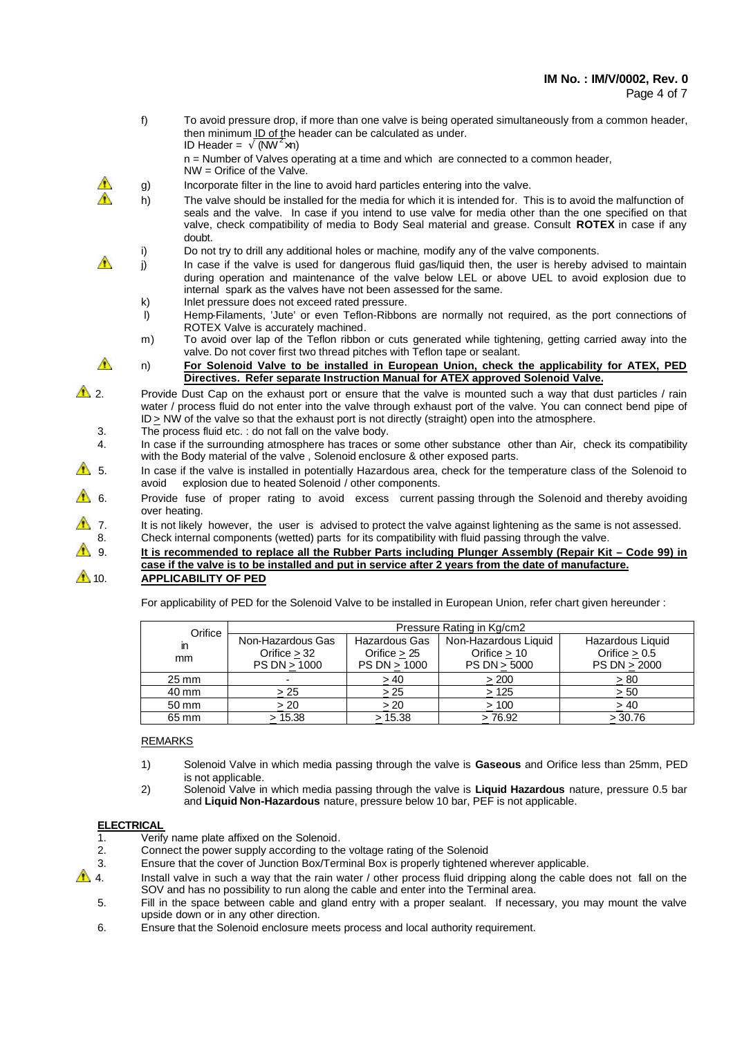f) To avoid pressure drop, if more than one valve is being operated simultaneously from a common header, then minimum ID of the header can be calculated as under.
ID Header = $\sqrt{(NW^2 \times n)}$
n = Number of Valves operating at a time and which are connected to a common header,
NW = Orifice of the Valve.

⚠ g) Incorporate filter in the line to avoid hard particles entering into the valve.

⚠ h) The valve should be installed for the media for which it is intended for. This is to avoid the malfunction of seals and the valve. In case if you intend to use valve for media other than the one specified on that valve, check compatibility of media to Body Seal material and grease. Consult **ROTEX** in case if any doubt.

i) Do not try to drill any additional holes or machine, modify any of the valve components.

⚠ j) In case if the valve is used for dangerous fluid gas/liquid then, the user is hereby advised to maintain during operation and maintenance of the valve below LEL or above UEL to avoid explosion due to internal spark as the valves have not been assessed for the same.

k) Inlet pressure does not exceed rated pressure.

l) Hemp-Filaments, 'Jute' or even Teflon-Ribbons are normally not required, as the port connections of ROTEX Valve is accurately machined.

m) To avoid over lap of the Teflon ribbon or cuts generated while tightening, getting carried away into the valve. Do not cover first two thread pitches with Teflon tape or sealant.

⚠ n) **For Solenoid Valve to be installed in European Union, check the applicability for ATEX, PED Directives. Refer separate Instruction Manual for ATEX approved Solenoid Valve.**

⚠ 2. Provide Dust Cap on the exhaust port or ensure that the valve is mounted such a way that dust particles / rain water / process fluid do not enter into the valve through exhaust port of the valve. You can connect bend pipe of ID ≥ NW of the valve so that the exhaust port is not directly (straight) open into the atmosphere.

3. The process fluid etc. : do not fall on the valve body.

4. In case if the surrounding atmosphere has traces or some other substance other than Air, check its compatibility with the Body material of the valve , Solenoid enclosure & other exposed parts.

⚠ 5. In case if the valve is installed in potentially Hazardous area, check for the temperature class of the Solenoid to avoid explosion due to heated Solenoid / other components.

⚠ 6. Provide fuse of proper rating to avoid excess current passing through the Solenoid and thereby avoiding over heating.

⚠ 7. It is not likely however, the user is advised to protect the valve against lightening as the same is not assessed.

8. Check internal components (wetted) parts for its compatibility with fluid passing through the valve.

⚠ 9. **It is recommended to replace all the Rubber Parts including Plunger Assembly (Repair Kit – Code 99) in case if the valve is to be installed and put in service after 2 years from the date of manufacture.**

⚠ 10. **APPLICABILITY OF PED**

For applicability of PED for the Solenoid Valve to be installed in European Union, refer chart given hereunder :

| Orifice in mm | Pressure Rating in Kg/cm2 | | | |
|---|---|---|---|---|
| | Non-Hazardous Gas Orifice ≥ 32 PS DN ≥ 1000 | Hazardous Gas Orifice ≥ 25 PS DN ≥ 1000 | Non-Hazardous Liquid Orifice ≥ 10 PS DN ≥ 5000 | Hazardous Liquid Orifice ≥ 0.5 PS DN ≥ 2000 |
| 25 mm | - | ≥ 40 | ≥ 200 | ≥ 80 |
| 40 mm | ≥ 25 | ≥ 25 | ≥ 125 | ≥ 50 |
| 50 mm | ≥ 20 | ≥ 20 | ≥ 100 | ≥ 40 |
| 65 mm | ≥ 15.38 | ≥ 15.38 | ≥ 76.92 | ≥ 30.76 |

REMARKS

1) Solenoid Valve in which media passing through the valve is **Gaseous** and Orifice less than 25mm, PED is not applicable.

2) Solenoid Valve in which media passing through the valve is **Liquid Hazardous** nature, pressure 0.5 bar and **Liquid Non-Hazardous** nature, pressure below 10 bar, PEF is not applicable.

**ELECTRICAL**

1. Verify name plate affixed on the Solenoid.
2. Connect the power supply according to the voltage rating of the Solenoid
3. Ensure that the cover of Junction Box/Terminal Box is properly tightened wherever applicable.
4. ⚠ Install valve in such a way that the rain water / other process fluid dripping along the cable does not fall on the SOV and has no possibility to run along the cable and enter into the Terminal area.
5. Fill in the space between cable and gland entry with a proper sealant. If necessary, you may mount the valve upside down or in any other direction.
6. Ensure that the Solenoid enclosure meets process and local authority requirement.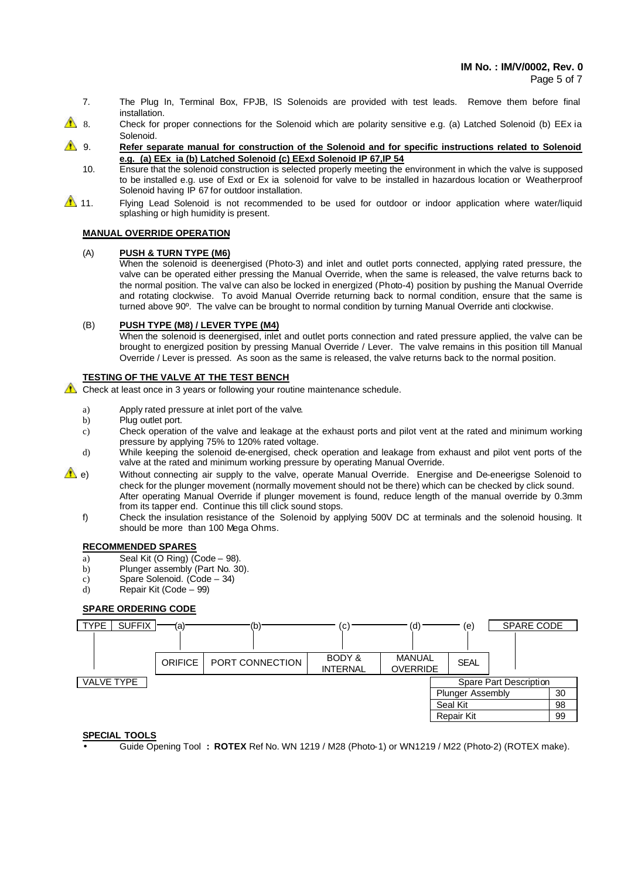7. The Plug In, Terminal Box, FPJB, IS Solenoids are provided with test leads. Remove them before final installation.
8. ⚠ Check for proper connections for the Solenoid which are polarity sensitive e.g. (a) Latched Solenoid (b) EEx ia Solenoid.
9. ⚠ **Refer separate manual for construction of the Solenoid and for specific instructions related to Solenoid e.g. (a) EEx ia (b) Latched Solenoid (c) EExd Solenoid IP 67,IP 54**
10. Ensure that the solenoid construction is selected properly meeting the environment in which the valve is supposed to be installed e.g. use of Exd or Ex ia solenoid for valve to be installed in hazardous location or Weatherproof Solenoid having IP 67 for outdoor installation.
11. ⚠ Flying Lead Solenoid is not recommended to be used for outdoor or indoor application where water/liquid splashing or high humidity is present.

## MANUAL OVERRIDE OPERATION

(A) **PUSH & TURN TYPE (M6)**

When the solenoid is deenergised (Photo-3) and inlet and outlet ports connected, applying rated pressure, the valve can be operated either pressing the Manual Override, when the same is released, the valve returns back to the normal position. The valve can also be locked in energized (Photo-4) position by pushing the Manual Override and rotating clockwise. To avoid Manual Override returning back to normal condition, ensure that the same is turned above 90º. The valve can be brought to normal condition by turning Manual Override anti clockwise.

(B) **PUSH TYPE (M8) / LEVER TYPE (M4)**

When the solenoid is deenergised, inlet and outlet ports connection and rated pressure applied, the valve can be brought to energized position by pressing Manual Override / Lever. The valve remains in this position till Manual Override / Lever is pressed. As soon as the same is released, the valve returns back to the normal position.

## TESTING OF THE VALVE AT THE TEST BENCH

⚠ Check at least once in 3 years or following your routine maintenance schedule.

a) Apply rated pressure at inlet port of the valve.
b) Plug outlet port.
c) Check operation of the valve and leakage at the exhaust ports and pilot vent at the rated and minimum working pressure by applying 75% to 120% rated voltage.
d) While keeping the solenoid de-energised, check operation and leakage from exhaust and pilot vent ports of the valve at the rated and minimum working pressure by operating Manual Override.
e) ⚠ Without connecting air supply to the valve, operate Manual Override. Energise and De-eneergise Solenoid to check for the plunger movement (normally movement should not be there) which can be checked by click sound. After operating Manual Override if plunger movement is found, reduce length of the manual override by 0.3mm from its tapper end. Continue this till click sound stops.
f) Check the insulation resistance of the Solenoid by applying 500V DC at terminals and the solenoid housing. It should be more than 100 Mega Ohms.

## RECOMMENDED SPARES

a) Seal Kit (O Ring) (Code – 98).
b) Plunger assembly (Part No. 30).
c) Spare Solenoid. (Code – 34)
d) Repair Kit (Code – 99)

## SPARE ORDERING CODE

| TYPE | SUFFIX | (a) | (b) | (c) | (d) | (e) | SPARE CODE |
|---|---|---|---|---|---|---|---|
| VALVE TYPE | | ORIFICE | PORT CONNECTION | BODY & INTERNAL | MANUAL OVERRIDE | SEAL | |

| Spare Part Description | |
|---|---|
| Plunger Assembly | 30 |
| Seal Kit | 98 |
| Repair Kit | 99 |

## SPECIAL TOOLS

- Guide Opening Tool **: ROTEX** Ref No. WN 1219 / M28 (Photo-1) or WN1219 / M22 (Photo-2) (ROTEX make).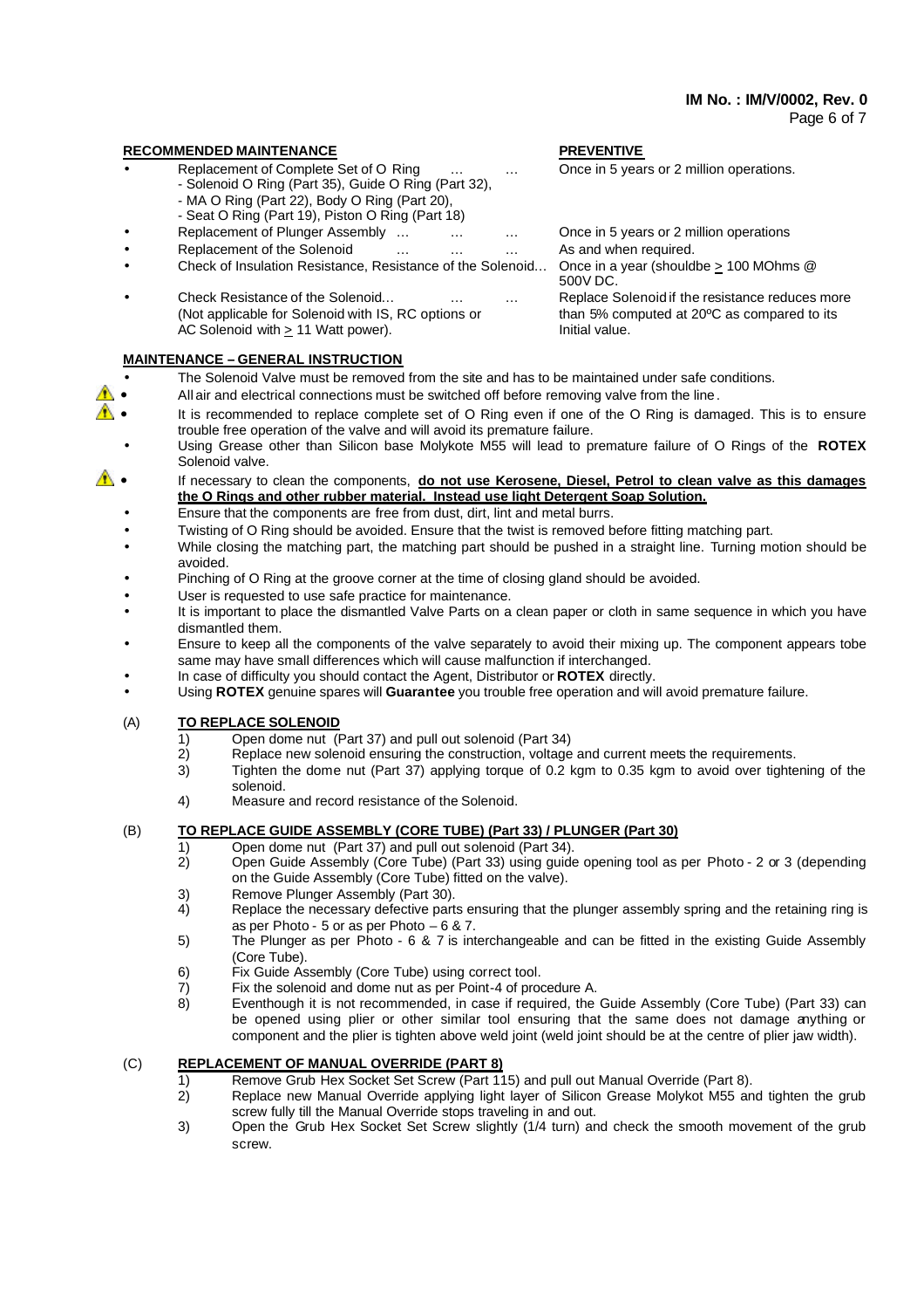## RECOMMENDED MAINTENANCE — PREVENTIVE

| Maintenance | Preventive |
|---|---|
| Replacement of Complete Set of O Ring … … <br>- Solenoid O Ring (Part 35), Guide O Ring (Part 32),<br>- MA O Ring (Part 22), Body O Ring (Part 20),<br>- Seat O Ring (Part 19), Piston O Ring (Part 18) | Once in 5 years or 2 million operations. |
| Replacement of Plunger Assembly … … … | Once in 5 years or 2 million operations |
| Replacement of the Solenoid … … … | As and when required. |
| Check of Insulation Resistance, Resistance of the Solenoid… | Once in a year (shouldbe ≥ 100 MOhms @ 500V DC. |
| Check Resistance of the Solenoid… … …<br>(Not applicable for Solenoid with IS, RC options or AC Solenoid with ≥ 11 Watt power). | Replace Solenoid if the resistance reduces more than 5% computed at 20ºC as compared to its Initial value. |

## MAINTENANCE – GENERAL INSTRUCTION

- The Solenoid Valve must be removed from the site and has to be maintained under safe conditions.
- ⚠ All air and electrical connections must be switched off before removing valve from the line.
- ⚠ It is recommended to replace complete set of O Ring even if one of the O Ring is damaged. This is to ensure trouble free operation of the valve and will avoid its premature failure.
- Using Grease other than Silicon base Molykote M55 will lead to premature failure of O Rings of the **ROTEX** Solenoid valve.
- ⚠ If necessary to clean the components, **do not use Kerosene, Diesel, Petrol to clean valve as this damages the O Rings and other rubber material. Instead use light Detergent Soap Solution.**
- Ensure that the components are free from dust, dirt, lint and metal burrs.
- Twisting of O Ring should be avoided. Ensure that the twist is removed before fitting matching part.
- While closing the matching part, the matching part should be pushed in a straight line. Turning motion should be avoided.
- Pinching of O Ring at the groove corner at the time of closing gland should be avoided.
- User is requested to use safe practice for maintenance.
- It is important to place the dismantled Valve Parts on a clean paper or cloth in same sequence in which you have dismantled them.
- Ensure to keep all the components of the valve separately to avoid their mixing up. The component appears tobe same may have small differences which will cause malfunction if interchanged.
- In case of difficulty you should contact the Agent, Distributor or **ROTEX** directly.
- Using **ROTEX** genuine spares will **Guarantee** you trouble free operation and will avoid premature failure.

### (A) TO REPLACE SOLENOID

1) Open dome nut (Part 37) and pull out solenoid (Part 34)
2) Replace new solenoid ensuring the construction, voltage and current meets the requirements.
3) Tighten the dome nut (Part 37) applying torque of 0.2 kgm to 0.35 kgm to avoid over tightening of the solenoid.
4) Measure and record resistance of the Solenoid.

### (B) TO REPLACE GUIDE ASSEMBLY (CORE TUBE) (Part 33) / PLUNGER (Part 30)

1) Open dome nut (Part 37) and pull out solenoid (Part 34).
2) Open Guide Assembly (Core Tube) (Part 33) using guide opening tool as per Photo - 2 or 3 (depending on the Guide Assembly (Core Tube) fitted on the valve).
3) Remove Plunger Assembly (Part 30).
4) Replace the necessary defective parts ensuring that the plunger assembly spring and the retaining ring is as per Photo - 5 or as per Photo – 6 & 7.
5) The Plunger as per Photo - 6 & 7 is interchangeable and can be fitted in the existing Guide Assembly (Core Tube).
6) Fix Guide Assembly (Core Tube) using correct tool.
7) Fix the solenoid and dome nut as per Point-4 of procedure A.
8) Eventhough it is not recommended, in case if required, the Guide Assembly (Core Tube) (Part 33) can be opened using plier or other similar tool ensuring that the same does not damage anything or component and the plier is tighten above weld joint (weld joint should be at the centre of plier jaw width).

### (C) REPLACEMENT OF MANUAL OVERRIDE (PART 8)

1) Remove Grub Hex Socket Set Screw (Part 115) and pull out Manual Override (Part 8).
2) Replace new Manual Override applying light layer of Silicon Grease Molykot M55 and tighten the grub screw fully till the Manual Override stops traveling in and out.
3) Open the Grub Hex Socket Set Screw slightly (1/4 turn) and check the smooth movement of the grub screw.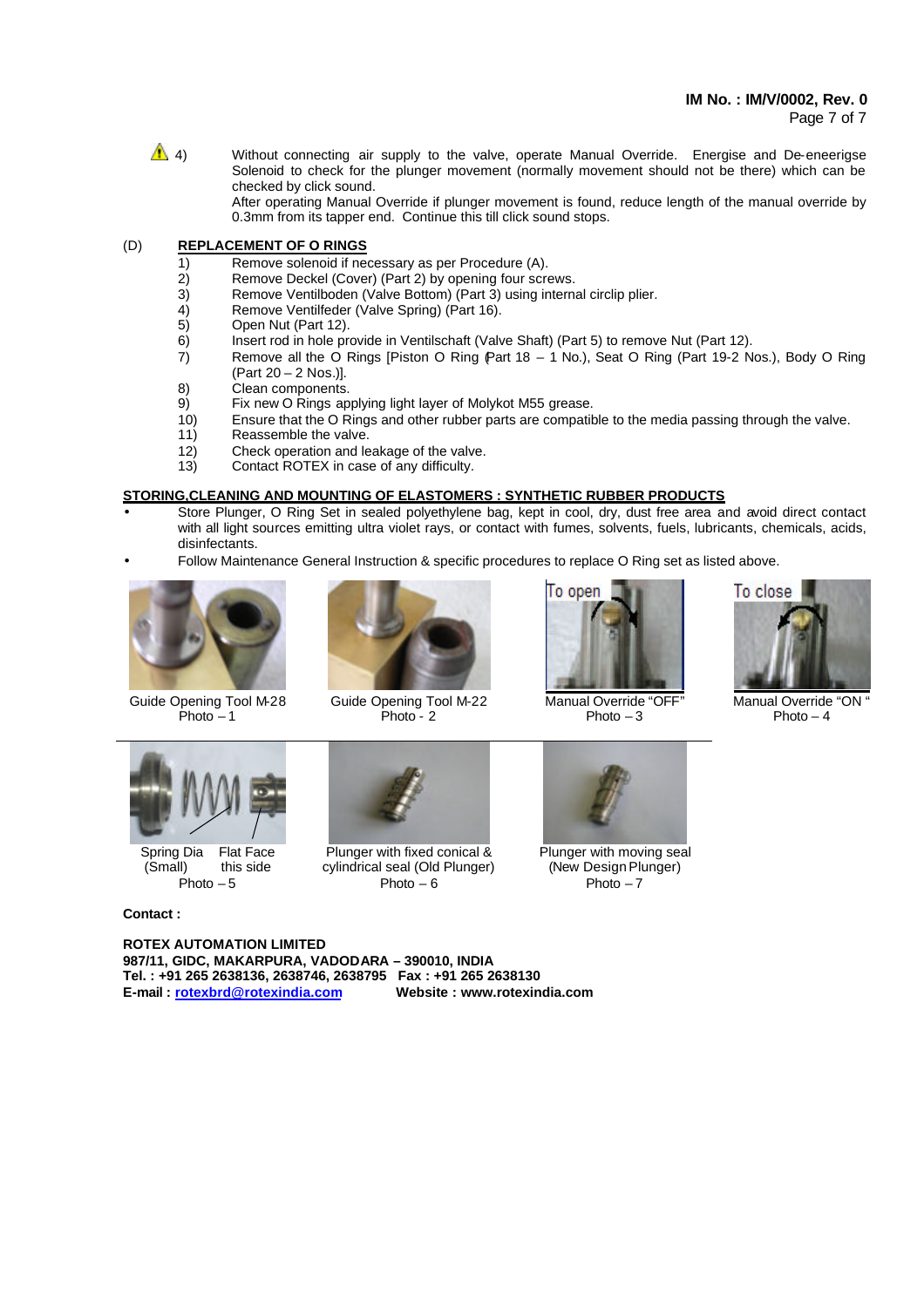⚠ 4) Without connecting air supply to the valve, operate Manual Override. Energise and De-eneerigse Solenoid to check for the plunger movement (normally movement should not be there) which can be checked by click sound.

After operating Manual Override if plunger movement is found, reduce length of the manual override by 0.3mm from its tapper end. Continue this till click sound stops.

## (D) REPLACEMENT OF O RINGS

1) Remove solenoid if necessary as per Procedure (A).
2) Remove Deckel (Cover) (Part 2) by opening four screws.
3) Remove Ventilboden (Valve Bottom) (Part 3) using internal circlip plier.
4) Remove Ventilfeder (Valve Spring) (Part 16).
5) Open Nut (Part 12).
6) Insert rod in hole provide in Ventilschaft (Valve Shaft) (Part 5) to remove Nut (Part 12).
7) Remove all the O Rings [Piston O Ring (Part 18 – 1 No.), Seat O Ring (Part 19-2 Nos.), Body O Ring (Part 20 – 2 Nos.)].
8) Clean components.
9) Fix new O Rings applying light layer of Molykot M55 grease.
10) Ensure that the O Rings and other rubber parts are compatible to the media passing through the valve.
11) Reassemble the valve.
12) Check operation and leakage of the valve.
13) Contact ROTEX in case of any difficulty.

## STORING,CLEANING AND MOUNTING OF ELASTOMERS : SYNTHETIC RUBBER PRODUCTS

- Store Plunger, O Ring Set in sealed polyethylene bag, kept in cool, dry, dust free area and avoid direct contact with all light sources emitting ultra violet rays, or contact with fumes, solvents, fuels, lubricants, chemicals, acids, disinfectants.
- Follow Maintenance General Instruction & specific procedures to replace O Ring set as listed above.

Guide Opening Tool M-28
Photo – 1

Guide Opening Tool M-22
Photo - 2

To open

Manual Override "OFF"
Photo – 3

To close

Manual Override "ON "
Photo – 4

Spring Dia (Small) Flat Face this side
Photo – 5

Plunger with fixed conical & cylindrical seal (Old Plunger)
Photo – 6

Plunger with moving seal (New Design Plunger)
Photo – 7

**Contact :**

**ROTEX AUTOMATION LIMITED**
**987/11, GIDC, MAKARPURA, VADODARA – 390010, INDIA**
**Tel. : +91 265 2638136, 2638746, 2638795 Fax : +91 265 2638130**
**E-mail : rotexbrd@rotexindia.com Website : www.rotexindia.com**